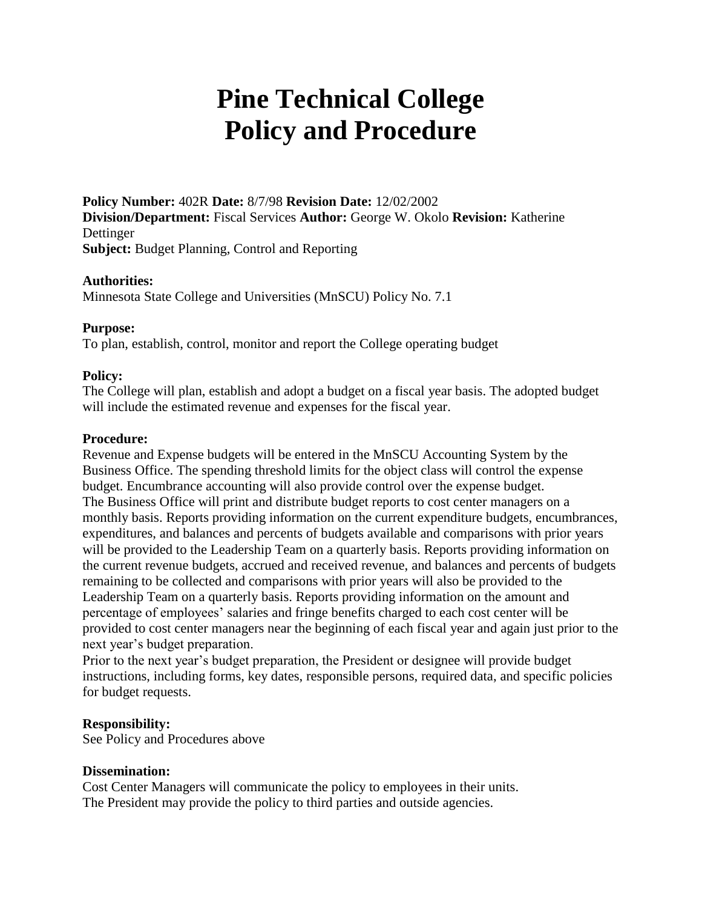# Pine Technical College
# Policy and Procedure

**Policy Number:** 402R **Date:** 8/7/98 **Revision Date:** 12/02/2002
**Division/Department:** Fiscal Services **Author:** George W. Okolo **Revision:** Katherine Dettinger
**Subject:** Budget Planning, Control and Reporting

**Authorities:**
Minnesota State College and Universities (MnSCU) Policy No. 7.1

**Purpose:**
To plan, establish, control, monitor and report the College operating budget

**Policy:**
The College will plan, establish and adopt a budget on a fiscal year basis. The adopted budget will include the estimated revenue and expenses for the fiscal year.

**Procedure:**
Revenue and Expense budgets will be entered in the MnSCU Accounting System by the Business Office. The spending threshold limits for the object class will control the expense budget. Encumbrance accounting will also provide control over the expense budget.
The Business Office will print and distribute budget reports to cost center managers on a monthly basis. Reports providing information on the current expenditure budgets, encumbrances, expenditures, and balances and percents of budgets available and comparisons with prior years will be provided to the Leadership Team on a quarterly basis. Reports providing information on the current revenue budgets, accrued and received revenue, and balances and percents of budgets remaining to be collected and comparisons with prior years will also be provided to the Leadership Team on a quarterly basis. Reports providing information on the amount and percentage of employees' salaries and fringe benefits charged to each cost center will be provided to cost center managers near the beginning of each fiscal year and again just prior to the next year's budget preparation.
Prior to the next year's budget preparation, the President or designee will provide budget instructions, including forms, key dates, responsible persons, required data, and specific policies for budget requests.

**Responsibility:**
See Policy and Procedures above

**Dissemination:**
Cost Center Managers will communicate the policy to employees in their units.
The President may provide the policy to third parties and outside agencies.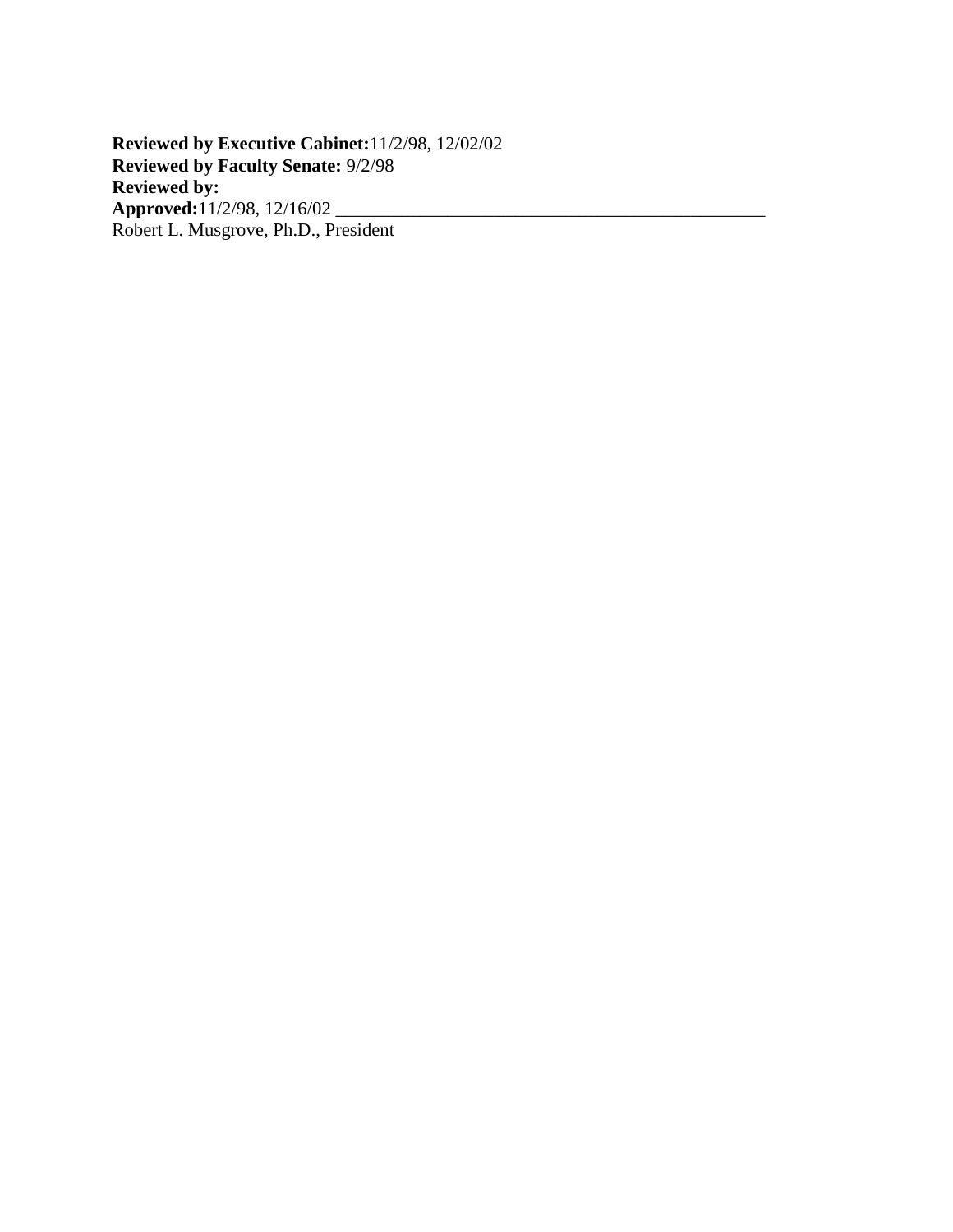**Reviewed by Executive Cabinet:**11/2/98, 12/02/02
**Reviewed by Faculty Senate:** 9/2/98
**Reviewed by:**
**Approved:**11/2/98, 12/16/02 ______________________________________________
Robert L. Musgrove, Ph.D., President